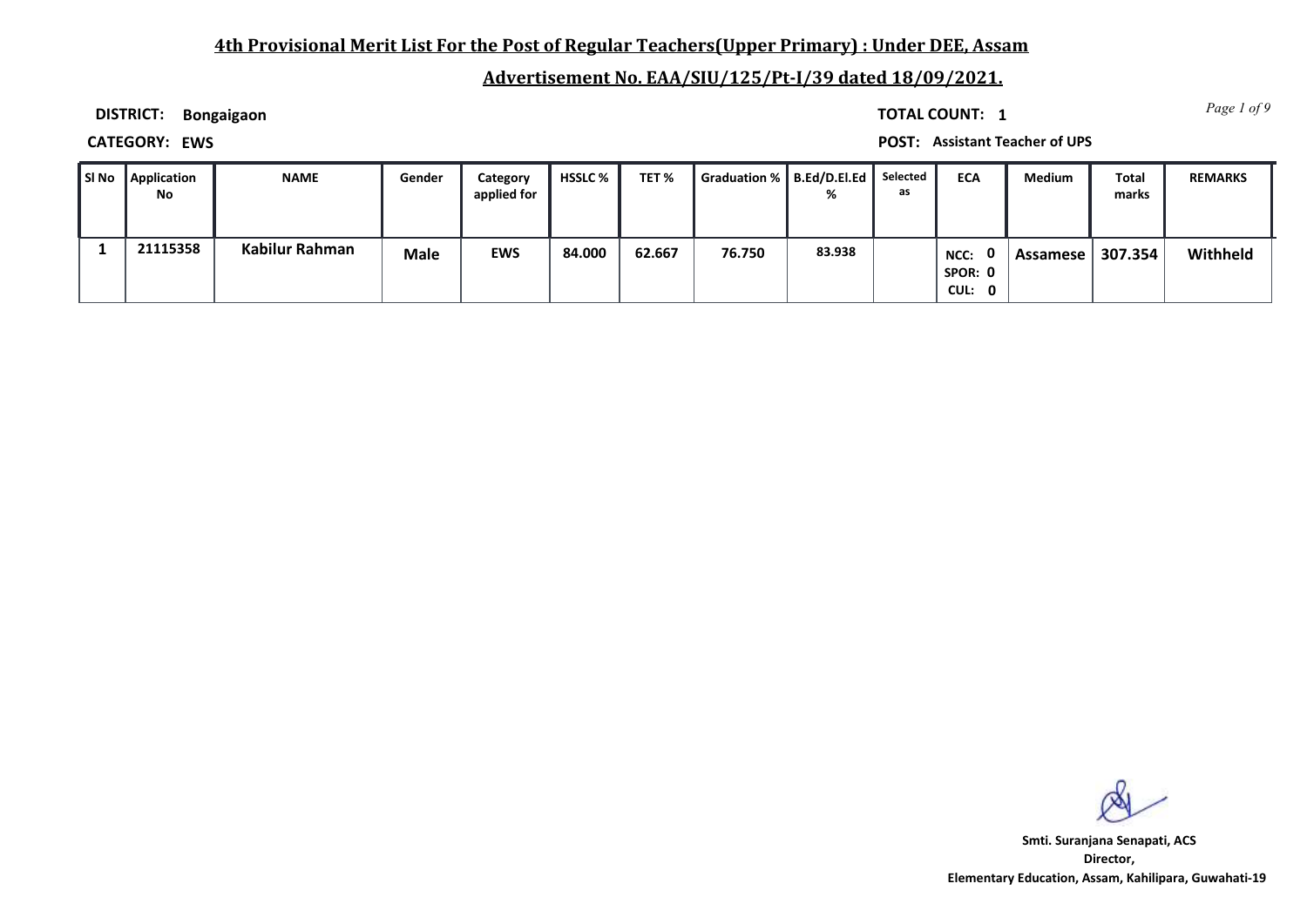## 4th Provisional Merit List For the Post of Regular Teachers(Upper Primary) : Under DEE, Assam

## Advertisement No. EAA/SIU/125/Pt-I/39 dated 18/09/2021.

**DISTRICT:** Bongaigaon

**TOTAL COUNT:** 1

**CATEGORY:** EWS

**POST:** Assistant Teacher of UPS

| Sl No | Application No | NAME | Gender | Category applied for | HSSLC % | TET % | Graduation % | B.Ed/D.El.Ed % | Selected as | ECA | Medium | Total marks | REMARKS |
|---|---|---|---|---|---|---|---|---|---|---|---|---|---|
| 1 | 21115358 | Kabilur Rahman | Male | EWS | 84.000 | 62.667 | 76.750 | 83.938 | | NCC: 0 SPOR: 0 CUL: 0 | Assamese | 307.354 | Withheld |

**Smti. Suranjana Senapati, ACS**
**Director,**
**Elementary Education, Assam, Kahilipara, Guwahati-19**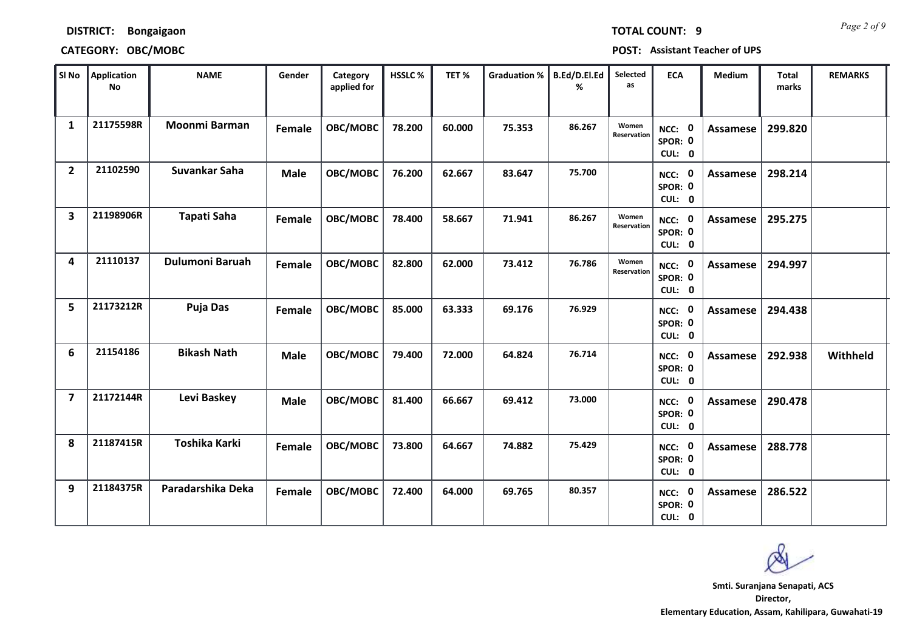**DISTRICT:** Bongaigaon

**TOTAL COUNT:** 9

**CATEGORY:** OBC/MOBC

**POST:** Assistant Teacher of UPS

| Sl No | Application No | NAME | Gender | Category applied for | HSSLC % | TET % | Graduation % | B.Ed/D.El.Ed % | Selected as | ECA | Medium | Total marks | REMARKS |
|---|---|---|---|---|---|---|---|---|---|---|---|---|---|
| 1 | 21175598R | Moonmi Barman | Female | OBC/MOBC | 78.200 | 60.000 | 75.353 | 86.267 | Women Reservation | NCC: 0 SPOR: 0 CUL: 0 | Assamese | 299.820 | |
| 2 | 21102590 | Suvankar Saha | Male | OBC/MOBC | 76.200 | 62.667 | 83.647 | 75.700 | | NCC: 0 SPOR: 0 CUL: 0 | Assamese | 298.214 | |
| 3 | 21198906R | Tapati Saha | Female | OBC/MOBC | 78.400 | 58.667 | 71.941 | 86.267 | Women Reservation | NCC: 0 SPOR: 0 CUL: 0 | Assamese | 295.275 | |
| 4 | 21110137 | Dulumoni Baruah | Female | OBC/MOBC | 82.800 | 62.000 | 73.412 | 76.786 | Women Reservation | NCC: 0 SPOR: 0 CUL: 0 | Assamese | 294.997 | |
| 5 | 21173212R | Puja Das | Female | OBC/MOBC | 85.000 | 63.333 | 69.176 | 76.929 | | NCC: 0 SPOR: 0 CUL: 0 | Assamese | 294.438 | |
| 6 | 21154186 | Bikash Nath | Male | OBC/MOBC | 79.400 | 72.000 | 64.824 | 76.714 | | NCC: 0 SPOR: 0 CUL: 0 | Assamese | 292.938 | Withheld |
| 7 | 21172144R | Levi Baskey | Male | OBC/MOBC | 81.400 | 66.667 | 69.412 | 73.000 | | NCC: 0 SPOR: 0 CUL: 0 | Assamese | 290.478 | |
| 8 | 21187415R | Toshika Karki | Female | OBC/MOBC | 73.800 | 64.667 | 74.882 | 75.429 | | NCC: 0 SPOR: 0 CUL: 0 | Assamese | 288.778 | |
| 9 | 21184375R | Paradarshika Deka | Female | OBC/MOBC | 72.400 | 64.000 | 69.765 | 80.357 | | NCC: 0 SPOR: 0 CUL: 0 | Assamese | 286.522 | |

**Smti. Suranjana Senapati, ACS**
**Director,**
**Elementary Education, Assam, Kahilipara, Guwahati-19**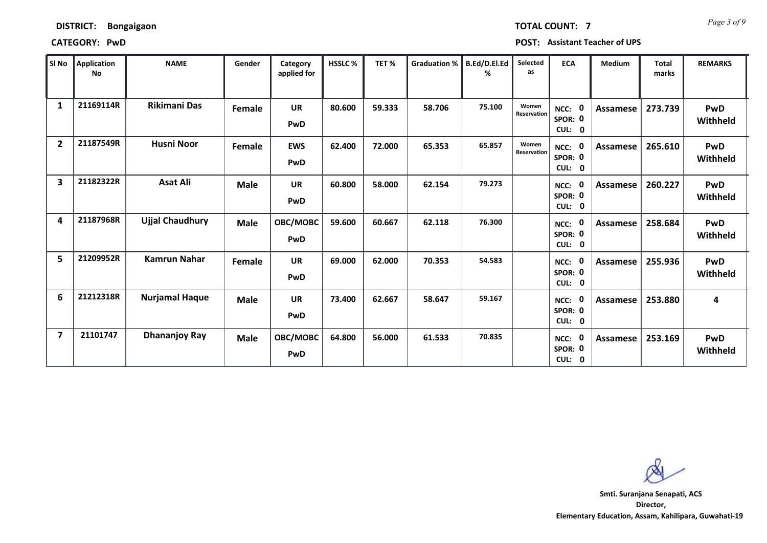**DISTRICT:** Bongaigaon

**TOTAL COUNT:** 7

**CATEGORY:** PwD

**POST:** Assistant Teacher of UPS

| Sl No | Application No | NAME | Gender | Category applied for | HSSLC % | TET % | Graduation % | B.Ed/D.El.Ed % | Selected as | ECA | Medium | Total marks | REMARKS |
|---|---|---|---|---|---|---|---|---|---|---|---|---|---|
| 1 | 21169114R | Rikimani Das | Female | UR PwD | 80.600 | 59.333 | 58.706 | 75.100 | Women Reservation | NCC: 0 SPOR: 0 CUL: 0 | Assamese | 273.739 | PwD Withheld |
| 2 | 21187549R | Husni Noor | Female | EWS PwD | 62.400 | 72.000 | 65.353 | 65.857 | Women Reservation | NCC: 0 SPOR: 0 CUL: 0 | Assamese | 265.610 | PwD Withheld |
| 3 | 21182322R | Asat Ali | Male | UR PwD | 60.800 | 58.000 | 62.154 | 79.273 | | NCC: 0 SPOR: 0 CUL: 0 | Assamese | 260.227 | PwD Withheld |
| 4 | 21187968R | Ujjal Chaudhury | Male | OBC/MOBC PwD | 59.600 | 60.667 | 62.118 | 76.300 | | NCC: 0 SPOR: 0 CUL: 0 | Assamese | 258.684 | PwD Withheld |
| 5 | 21209952R | Kamrun Nahar | Female | UR PwD | 69.000 | 62.000 | 70.353 | 54.583 | | NCC: 0 SPOR: 0 CUL: 0 | Assamese | 255.936 | PwD Withheld |
| 6 | 21212318R | Nurjamal Haque | Male | UR PwD | 73.400 | 62.667 | 58.647 | 59.167 | | NCC: 0 SPOR: 0 CUL: 0 | Assamese | 253.880 | 4 |
| 7 | 21101747 | Dhananjoy Ray | Male | OBC/MOBC PwD | 64.800 | 56.000 | 61.533 | 70.835 | | NCC: 0 SPOR: 0 CUL: 0 | Assamese | 253.169 | PwD Withheld |

**Smti. Suranjana Senapati, ACS**
**Director,**
**Elementary Education, Assam, Kahilipara, Guwahati-19**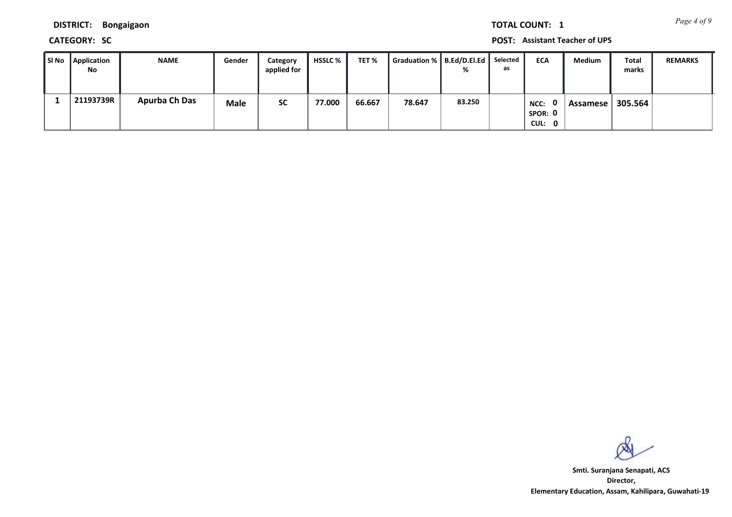**DISTRICT:** Bongaigaon

**TOTAL COUNT:** 1

**CATEGORY:** SC

**POST:** Assistant Teacher of UPS

| Sl No | Application No | NAME | Gender | Category applied for | HSSLC % | TET % | Graduation % | B.Ed/D.El.Ed % | Selected as | ECA | Medium | Total marks | REMARKS |
|---|---|---|---|---|---|---|---|---|---|---|---|---|---|
| 1 | 21193739R | Apurba Ch Das | Male | SC | 77.000 | 66.667 | 78.647 | 83.250 | | NCC: 0 SPOR: 0 CUL: 0 | Assamese | 305.564 | |

**Smt. Suranjana Senapati, ACS**
**Director,**
**Elementary Education, Assam, Kahilipara, Guwahati-19**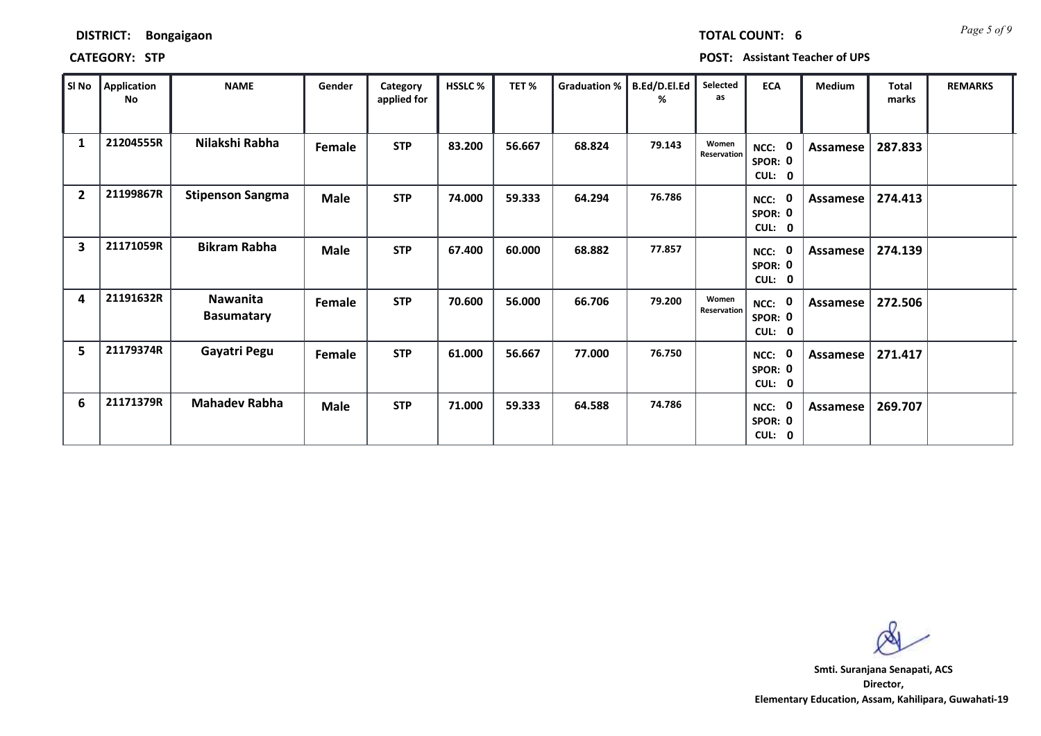**DISTRICT:** **Bongaigaon**

**TOTAL COUNT:** **6**

**CATEGORY:** **STP**

**POST:** **Assistant Teacher of UPS**

| Sl No | Application No | NAME | Gender | Category applied for | HSSLC % | TET % | Graduation % | B.Ed/D.El.Ed % | Selected as | ECA | Medium | Total marks | REMARKS |
|---|---|---|---|---|---|---|---|---|---|---|---|---|---|
| 1 | 21204555R | Nilakshi Rabha | Female | STP | 83.200 | 56.667 | 68.824 | 79.143 | Women Reservation | NCC: 0 SPOR: 0 CUL: 0 | Assamese | 287.833 | |
| 2 | 21199867R | Stipenson Sangma | Male | STP | 74.000 | 59.333 | 64.294 | 76.786 | | NCC: 0 SPOR: 0 CUL: 0 | Assamese | 274.413 | |
| 3 | 21171059R | Bikram Rabha | Male | STP | 67.400 | 60.000 | 68.882 | 77.857 | | NCC: 0 SPOR: 0 CUL: 0 | Assamese | 274.139 | |
| 4 | 21191632R | Nawanita Basumatary | Female | STP | 70.600 | 56.000 | 66.706 | 79.200 | Women Reservation | NCC: 0 SPOR: 0 CUL: 0 | Assamese | 272.506 | |
| 5 | 21179374R | Gayatri Pegu | Female | STP | 61.000 | 56.667 | 77.000 | 76.750 | | NCC: 0 SPOR: 0 CUL: 0 | Assamese | 271.417 | |
| 6 | 21171379R | Mahadev Rabha | Male | STP | 71.000 | 59.333 | 64.588 | 74.786 | | NCC: 0 SPOR: 0 CUL: 0 | Assamese | 269.707 | |

**Smti. Suranjana Senapati, ACS**
**Director,**
**Elementary Education, Assam, Kahilipara, Guwahati-19**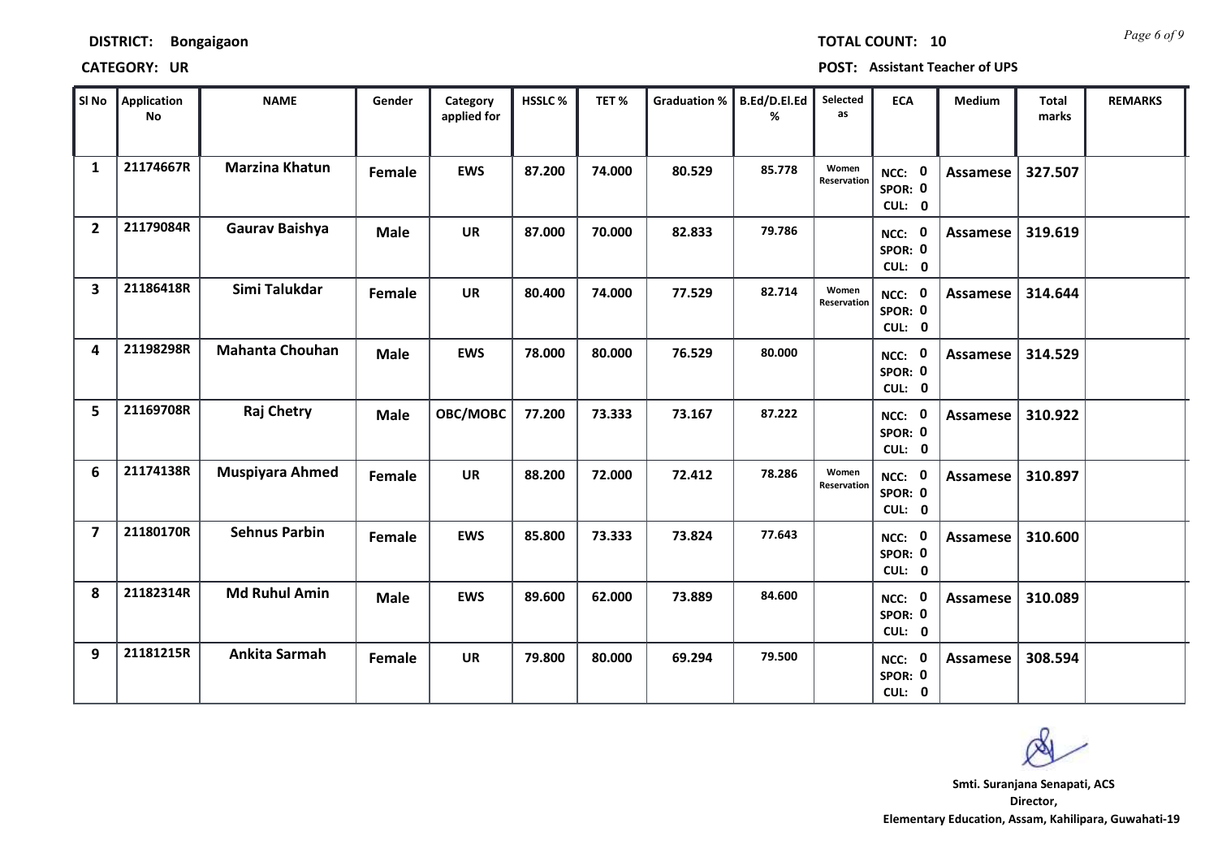**DISTRICT: Bongaigaon** **TOTAL COUNT: 10**

**CATEGORY: UR** **POST: Assistant Teacher of UPS**

| Sl No | Application No | NAME | Gender | Category applied for | HSSLC % | TET % | Graduation % | B.Ed/D.El.Ed % | Selected as | ECA | Medium | Total marks | REMARKS |
|---|---|---|---|---|---|---|---|---|---|---|---|---|---|
| 1 | 21174667R | Marzina Khatun | Female | EWS | 87.200 | 74.000 | 80.529 | 85.778 | Women Reservation | NCC: 0 SPOR: 0 CUL: 0 | Assamese | 327.507 | |
| 2 | 21179084R | Gaurav Baishya | Male | UR | 87.000 | 70.000 | 82.833 | 79.786 | | NCC: 0 SPOR: 0 CUL: 0 | Assamese | 319.619 | |
| 3 | 21186418R | Simi Talukdar | Female | UR | 80.400 | 74.000 | 77.529 | 82.714 | Women Reservation | NCC: 0 SPOR: 0 CUL: 0 | Assamese | 314.644 | |
| 4 | 21198298R | Mahanta Chouhan | Male | EWS | 78.000 | 80.000 | 76.529 | 80.000 | | NCC: 0 SPOR: 0 CUL: 0 | Assamese | 314.529 | |
| 5 | 21169708R | Raj Chetry | Male | OBC/MOBC | 77.200 | 73.333 | 73.167 | 87.222 | | NCC: 0 SPOR: 0 CUL: 0 | Assamese | 310.922 | |
| 6 | 21174138R | Muspiyara Ahmed | Female | UR | 88.200 | 72.000 | 72.412 | 78.286 | Women Reservation | NCC: 0 SPOR: 0 CUL: 0 | Assamese | 310.897 | |
| 7 | 21180170R | Sehnus Parbin | Female | EWS | 85.800 | 73.333 | 73.824 | 77.643 | | NCC: 0 SPOR: 0 CUL: 0 | Assamese | 310.600 | |
| 8 | 21182314R | Md Ruhul Amin | Male | EWS | 89.600 | 62.000 | 73.889 | 84.600 | | NCC: 0 SPOR: 0 CUL: 0 | Assamese | 310.089 | |
| 9 | 21181215R | Ankita Sarmah | Female | UR | 79.800 | 80.000 | 69.294 | 79.500 | | NCC: 0 SPOR: 0 CUL: 0 | Assamese | 308.594 | |

**Smti. Suranjana Senapati, ACS**
**Director,**
**Elementary Education, Assam, Kahilipara, Guwahati-19**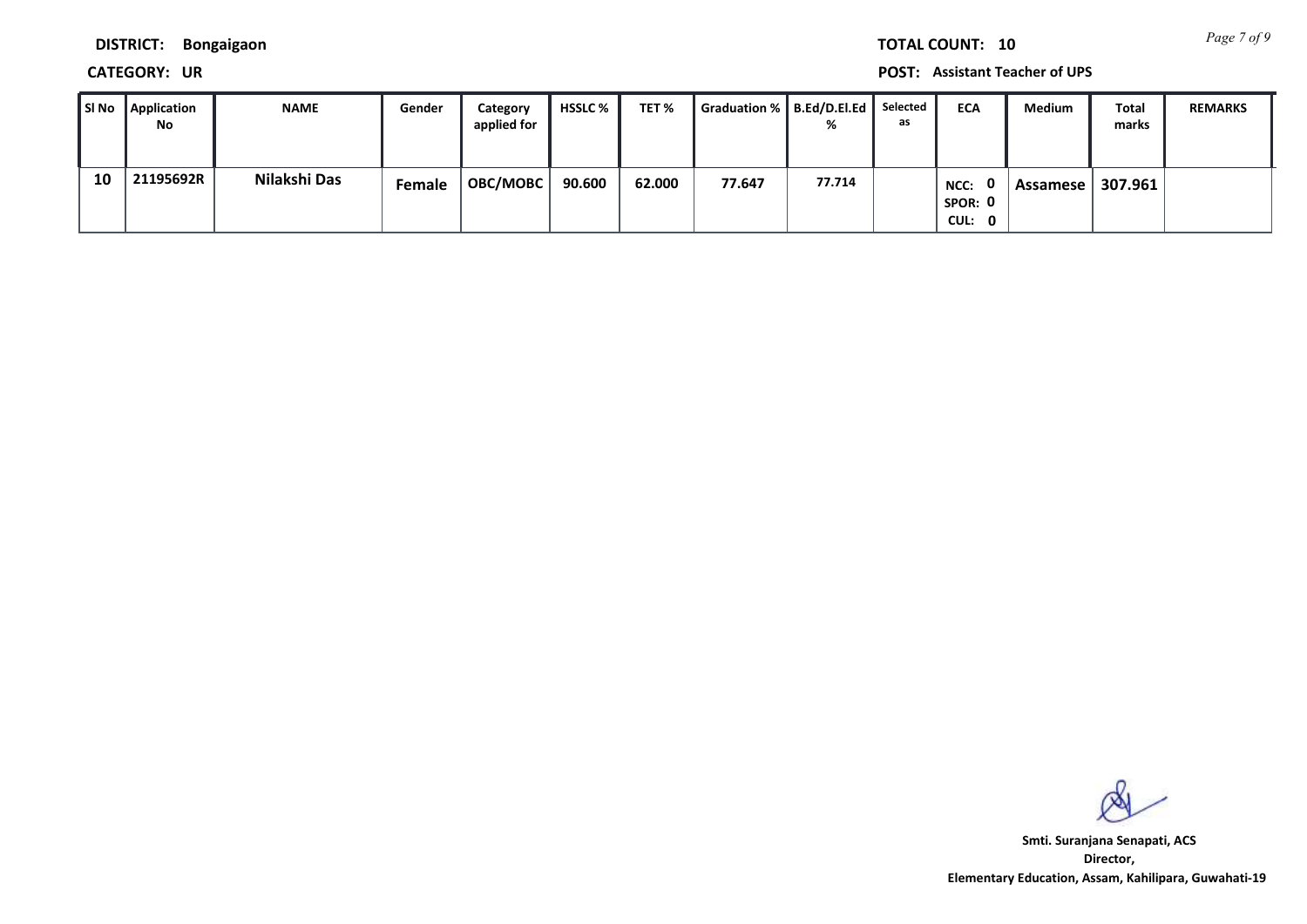**DISTRICT:** Bongaigaon

**TOTAL COUNT:** 10

**CATEGORY:** UR

**POST:** Assistant Teacher of UPS

| Sl No | Application No | NAME | Gender | Category applied for | HSSLC % | TET % | Graduation % | B.Ed/D.El.Ed % | Selected as | ECA | Medium | Total marks | REMARKS |
|---|---|---|---|---|---|---|---|---|---|---|---|---|---|
| 10 | 21195692R | Nilakshi Das | Female | OBC/MOBC | 90.600 | 62.000 | 77.647 | 77.714 | | NCC: 0 SPOR: 0 CUL: 0 | Assamese | 307.961 | |

**Smt. Suranjana Senapati, ACS**
**Director,**
**Elementary Education, Assam, Kahilipara, Guwahati-19**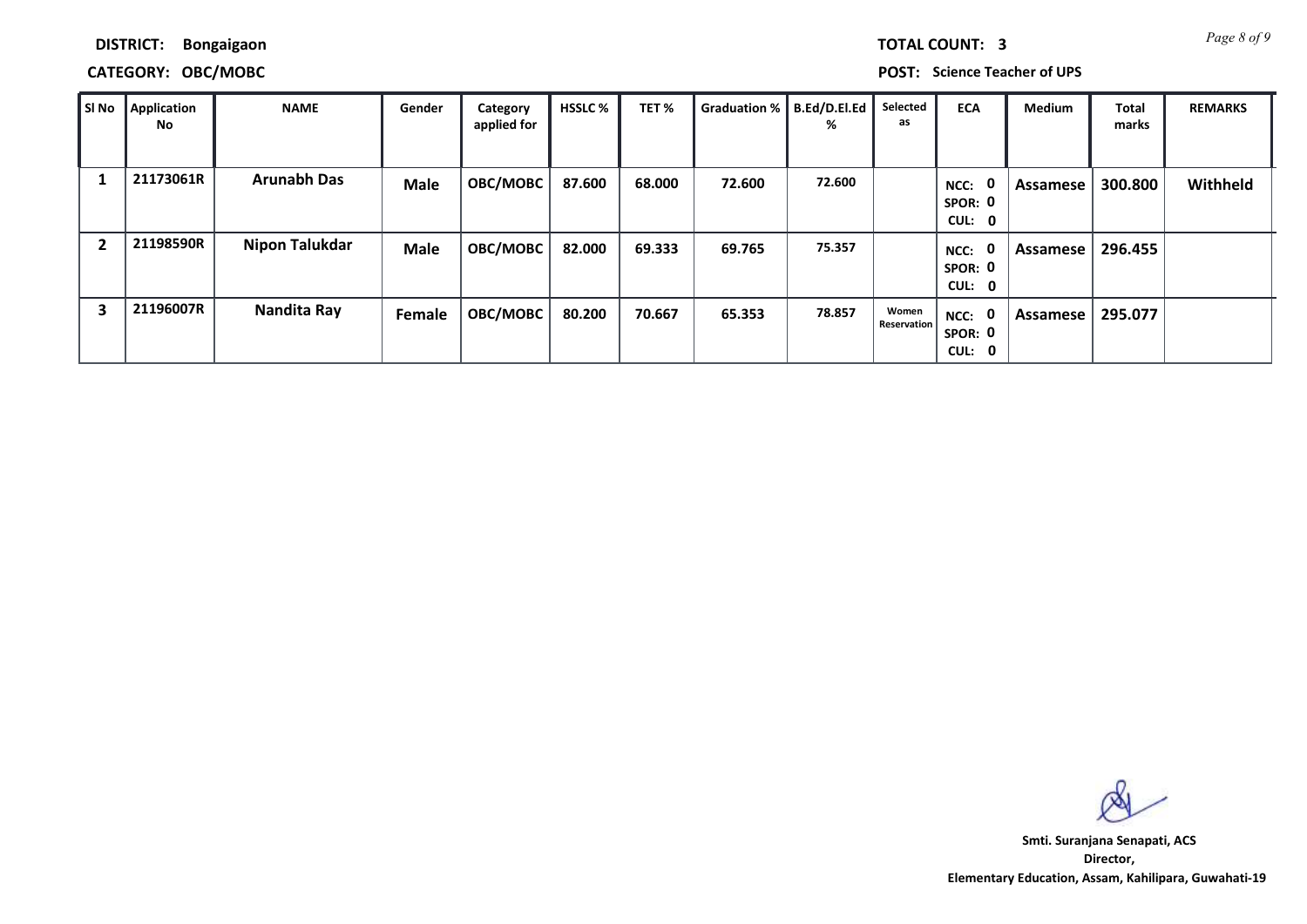**DISTRICT:** Bongaigaon

**CATEGORY:** OBC/MOBC

**TOTAL COUNT:** 3

**POST:** Science Teacher of UPS

| Sl No | Application No | NAME | Gender | Category applied for | HSSLC % | TET % | Graduation % | B.Ed/D.El.Ed % | Selected as | ECA | Medium | Total marks | REMARKS |
|---|---|---|---|---|---|---|---|---|---|---|---|---|---|
| 1 | 21173061R | Arunabh Das | Male | OBC/MOBC | 87.600 | 68.000 | 72.600 | 72.600 | | NCC: 0 SPOR: 0 CUL: 0 | Assamese | 300.800 | Withheld |
| 2 | 21198590R | Nipon Talukdar | Male | OBC/MOBC | 82.000 | 69.333 | 69.765 | 75.357 | | NCC: 0 SPOR: 0 CUL: 0 | Assamese | 296.455 | |
| 3 | 21196007R | Nandita Ray | Female | OBC/MOBC | 80.200 | 70.667 | 65.353 | 78.857 | Women Reservation | NCC: 0 SPOR: 0 CUL: 0 | Assamese | 295.077 | |

**Smti. Suranjana Senapati, ACS**
**Director,**
**Elementary Education, Assam, Kahilipara, Guwahati-19**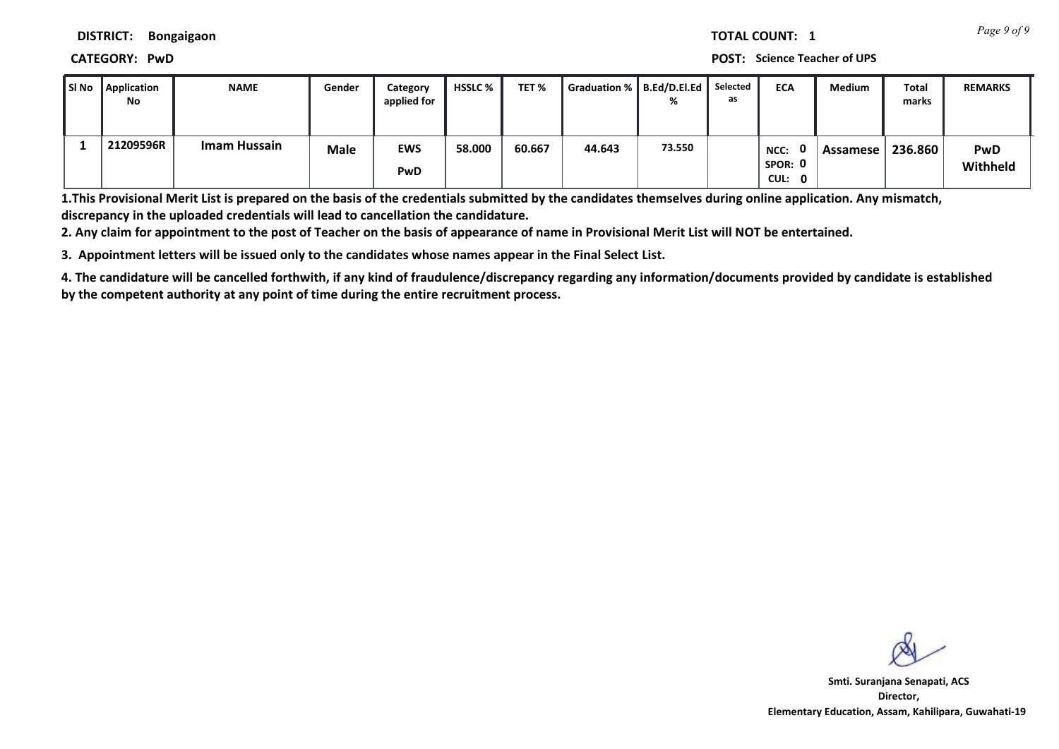**DISTRICT: Bongaigaon** **TOTAL COUNT: 1**

**CATEGORY: PwD** **POST: Science Teacher of UPS**

| Sl No | Application No | NAME | Gender | Category applied for | HSSLC % | TET % | Graduation % | B.Ed/D.El.Ed % | Selected as | ECA | Medium | Total marks | REMARKS |
|---|---|---|---|---|---|---|---|---|---|---|---|---|---|
| 1 | 21209596R | Imam Hussain | Male | EWS PwD | 58.000 | 60.667 | 44.643 | 73.550 | | NCC: 0 SPOR: 0 CUL: 0 | Assamese | 236.860 | PwD Withheld |

**1.This Provisional Merit List is prepared on the basis of the credentials submitted by the candidates themselves during online application. Any mismatch, discrepancy in the uploaded credentials will lead to cancellation the candidature.**

**2. Any claim for appointment to the post of Teacher on the basis of appearance of name in Provisional Merit List will NOT be entertained.**

**3. Appointment letters will be issued only to the candidates whose names appear in the Final Select List.**

**4. The candidature will be cancelled forthwith, if any kind of fraudulence/discrepancy regarding any information/documents provided by candidate is established by the competent authority at any point of time during the entire recruitment process.**

**Smti. Suranjana Senapati, ACS**
**Director,**
**Elementary Education, Assam, Kahilipara, Guwahati-19**